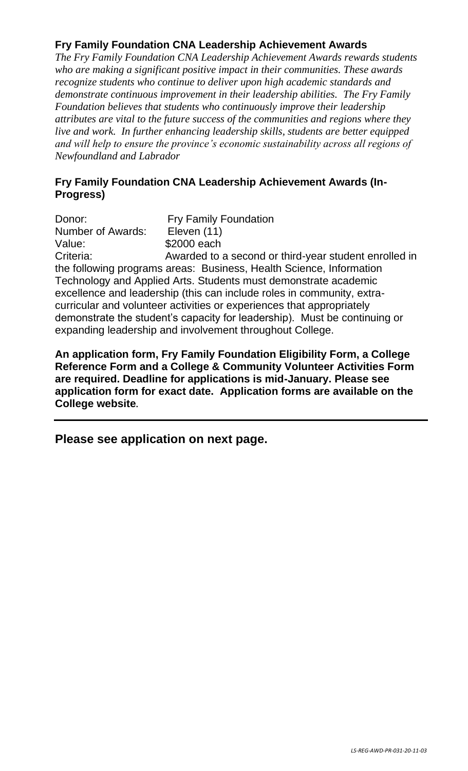## Fry Family Foundation CNA Leadership Achievement Awards

*The Fry Family Foundation CNA Leadership Achievement Awards rewards students who are making a significant positive impact in their communities. These awards recognize students who continue to deliver upon high academic standards and demonstrate continuous improvement in their leadership abilities. The Fry Family Foundation believes that students who continuously improve their leadership attributes are vital to the future success of the communities and regions where they live and work. In further enhancing leadership skills, students are better equipped and will help to ensure the province's economic sustainability across all regions of Newfoundland and Labrador*

## Fry Family Foundation CNA Leadership Achievement Awards (In-Progress)

Donor: Fry Family Foundation
Number of Awards: Eleven (11)
Value: $2000 each
Criteria: Awarded to a second or third-year student enrolled in the following programs areas: Business, Health Science, Information Technology and Applied Arts. Students must demonstrate academic excellence and leadership (this can include roles in community, extra-curricular and volunteer activities or experiences that appropriately demonstrate the student's capacity for leadership). Must be continuing or expanding leadership and involvement throughout College.

**An application form, Fry Family Foundation Eligibility Form, a College Reference Form and a College & Community Volunteer Activities Form are required. Deadline for applications is mid-January. Please see application form for exact date. Application forms are available on the College website.**

---

**Please see application on next page.**

*LS-REG-AWD-PR-031-20-11-03*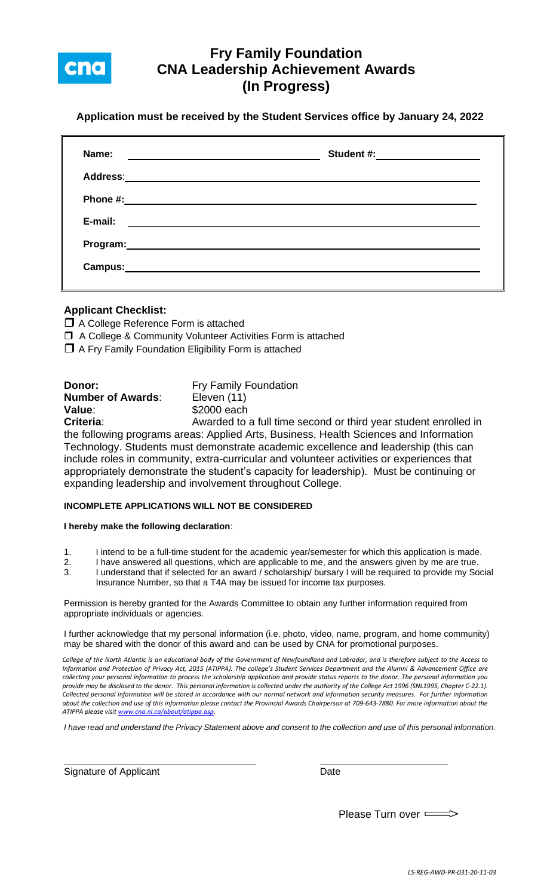# Fry Family Foundation
# CNA Leadership Achievement Awards
# (In Progress)

**Application must be received by the Student Services office by January 24, 2022**

**Name:** ______________________ **Student #:** ______________

**Address:** ____________________________________________

**Phone #:** ____________________________________________

**E-mail:** ____________________________________________

**Program:** ____________________________________________

**Campus:** ____________________________________________

### Applicant Checklist:

- ☐ A College Reference Form is attached
- ☐ A College & Community Volunteer Activities Form is attached
- ☐ A Fry Family Foundation Eligibility Form is attached

**Donor:** Fry Family Foundation
**Number of Awards**: Eleven (11)
**Value**: $2000 each
**Criteria**: Awarded to a full time second or third year student enrolled in the following programs areas: Applied Arts, Business, Health Sciences and Information Technology. Students must demonstrate academic excellence and leadership (this can include roles in community, extra-curricular and volunteer activities or experiences that appropriately demonstrate the student's capacity for leadership). Must be continuing or expanding leadership and involvement throughout College.

**INCOMPLETE APPLICATIONS WILL NOT BE CONSIDERED**

**I hereby make the following declaration**:

1. I intend to be a full-time student for the academic year/semester for which this application is made.
2. I have answered all questions, which are applicable to me, and the answers given by me are true.
3. I understand that if selected for an award / scholarship/ bursary I will be required to provide my Social Insurance Number, so that a T4A may be issued for income tax purposes.

Permission is hereby granted for the Awards Committee to obtain any further information required from appropriate individuals or agencies.

I further acknowledge that my personal information (i.e. photo, video, name, program, and home community) may be shared with the donor of this award and can be used by CNA for promotional purposes.

*College of the North Atlantic is an educational body of the Government of Newfoundland and Labrador, and is therefore subject to the Access to Information and Protection of Privacy Act, 2015 (ATIPPA). The college's Student Services Department and the Alumni & Advancement Office are collecting your personal information to process the scholarship application and provide status reports to the donor. The personal information you provide may be disclosed to the donor. This personal information is collected under the authority of the College Act 1996 (SNL1995, Chapter C-22.1). Collected personal information will be stored in accordance with our normal network and information security measures. For further information about the collection and use of this information please contact the Provincial Awards Chairperson at 709-643-7880. For more information about the ATIPPA please visit www.cna.nl.ca/about/atippa.asp.*

*I have read and understand the Privacy Statement above and consent to the collection and use of this personal information.*

______________________________ ______________________
Signature of Applicant Date

Please Turn over ⟹

LS-REG-AWD-PR-031-20-11-03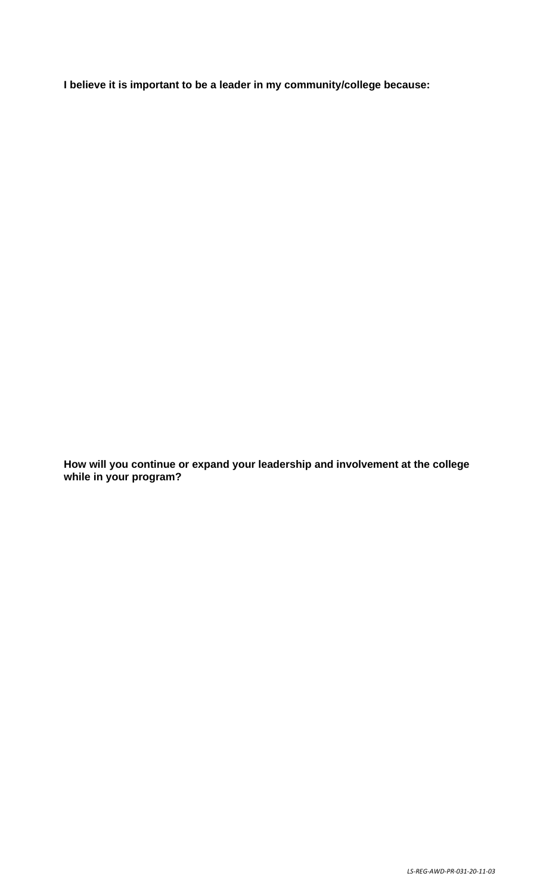**I believe it is important to be a leader in my community/college because:**

**How will you continue or expand your leadership and involvement at the college while in your program?**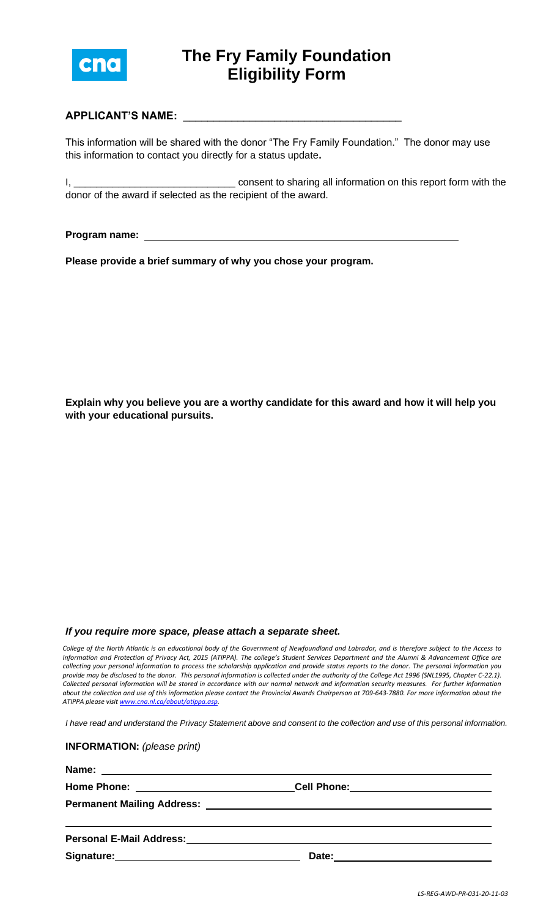# The Fry Family Foundation Eligibility Form

**APPLICANT'S NAME:** ____________________________________

This information will be shared with the donor "The Fry Family Foundation." The donor may use this information to contact you directly for a status update**.**

I, ____________________________ consent to sharing all information on this report form with the donor of the award if selected as the recipient of the award.

**Program name:** ____________________________________

**Please provide a brief summary of why you chose your program.**

**Explain why you believe you are a worthy candidate for this award and how it will help you with your educational pursuits.**

***If you require more space, please attach a separate sheet.***

*College of the North Atlantic is an educational body of the Government of Newfoundland and Labrador, and is therefore subject to the Access to Information and Protection of Privacy Act, 2015 (ATIPPA). The college's Student Services Department and the Alumni & Advancement Office are collecting your personal information to process the scholarship application and provide status reports to the donor. The personal information you provide may be disclosed to the donor. This personal information is collected under the authority of the College Act 1996 (SNL1995, Chapter C-22.1). Collected personal information will be stored in accordance with our normal network and information security measures. For further information about the collection and use of this information please contact the Provincial Awards Chairperson at 709-643-7880. For more information about the ATIPPA please visit www.cna.nl.ca/about/atippa.asp.*

*I have read and understand the Privacy Statement above and consent to the collection and use of this personal information.*

**INFORMATION:** *(please print)*

**Name:** ____________________________________

**Home Phone:** ____________________ **Cell Phone:** ____________________

**Permanent Mailing Address:** ____________________________________

**Personal E-Mail Address:** ____________________________________

**Signature:** ____________________ **Date:** ____________________

LS-REG-AWD-PR-031-20-11-03